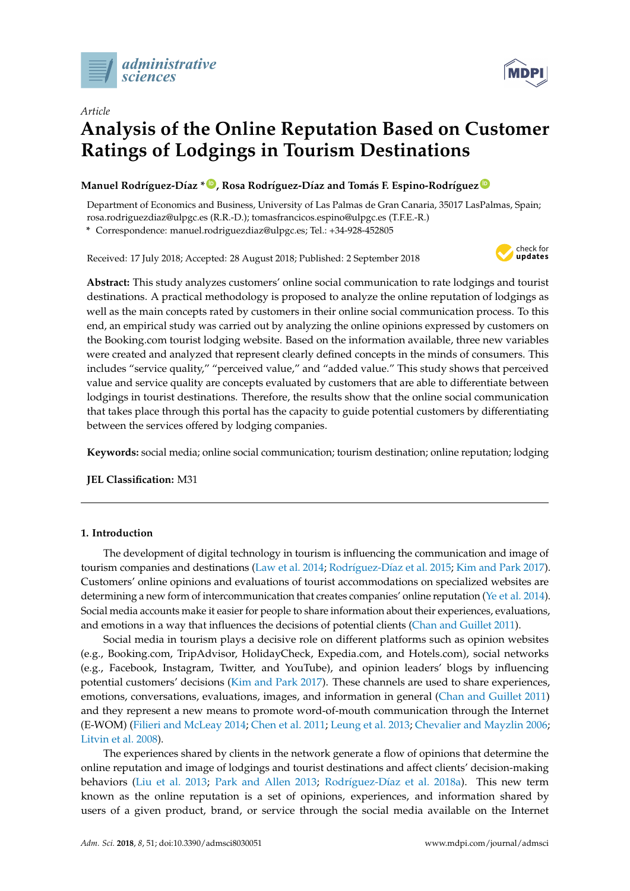*Article*

# Analysis of the Online Reputation Based on Customer Ratings of Lodgings in Tourism Destinations

**Manuel Rodríguez-Díaz \*, Rosa Rodríguez-Díaz and Tomás F. Espino-Rodríguez**

Department of Economics and Business, University of Las Palmas de Gran Canaria, 35017 LasPalmas, Spain; rosa.rodriguezdiaz@ulpgc.es (R.R.-D.); tomasfrancicos.espino@ulpgc.es (T.F.E.-R.)

\* Correspondence: manuel.rodriguezdiaz@ulpgc.es; Tel.: +34-928-452805

Received: 17 July 2018; Accepted: 28 August 2018; Published: 2 September 2018

**Abstract:** This study analyzes customers' online social communication to rate lodgings and tourist destinations. A practical methodology is proposed to analyze the online reputation of lodgings as well as the main concepts rated by customers in their online social communication process. To this end, an empirical study was carried out by analyzing the online opinions expressed by customers on the Booking.com tourist lodging website. Based on the information available, three new variables were created and analyzed that represent clearly defined concepts in the minds of consumers. This includes "service quality," "perceived value," and "added value." This study shows that perceived value and service quality are concepts evaluated by customers that are able to differentiate between lodgings in tourist destinations. Therefore, the results show that the online social communication that takes place through this portal has the capacity to guide potential customers by differentiating between the services offered by lodging companies.

**Keywords:** social media; online social communication; tourism destination; online reputation; lodging

**JEL Classification:** M31

## 1. Introduction

The development of digital technology in tourism is influencing the communication and image of tourism companies and destinations (Law et al. 2014; Rodríguez-Díaz et al. 2015; Kim and Park 2017). Customers' online opinions and evaluations of tourist accommodations on specialized websites are determining a new form of intercommunication that creates companies' online reputation (Ye et al. 2014). Social media accounts make it easier for people to share information about their experiences, evaluations, and emotions in a way that influences the decisions of potential clients (Chan and Guillet 2011).

Social media in tourism plays a decisive role on different platforms such as opinion websites (e.g., Booking.com, TripAdvisor, HolidayCheck, Expedia.com, and Hotels.com), social networks (e.g., Facebook, Instagram, Twitter, and YouTube), and opinion leaders' blogs by influencing potential customers' decisions (Kim and Park 2017). These channels are used to share experiences, emotions, conversations, evaluations, images, and information in general (Chan and Guillet 2011) and they represent a new means to promote word-of-mouth communication through the Internet (E-WOM) (Filieri and McLeay 2014; Chen et al. 2011; Leung et al. 2013; Chevalier and Mayzlin 2006; Litvin et al. 2008).

The experiences shared by clients in the network generate a flow of opinions that determine the online reputation and image of lodgings and tourist destinations and affect clients' decision-making behaviors (Liu et al. 2013; Park and Allen 2013; Rodríguez-Díaz et al. 2018a). This new term known as the online reputation is a set of opinions, experiences, and information shared by users of a given product, brand, or service through the social media available on the Internet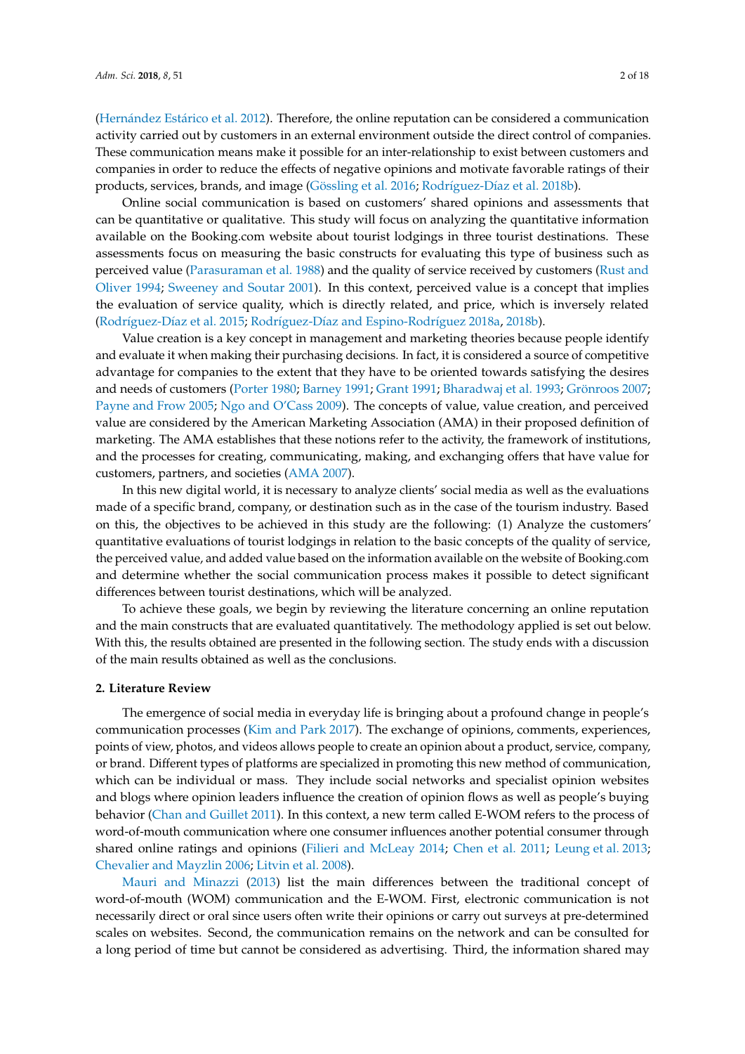(Hernández Estárico et al. 2012). Therefore, the online reputation can be considered a communication activity carried out by customers in an external environment outside the direct control of companies. These communication means make it possible for an inter-relationship to exist between customers and companies in order to reduce the effects of negative opinions and motivate favorable ratings of their products, services, brands, and image (Gössling et al. 2016; Rodríguez-Díaz et al. 2018b).

Online social communication is based on customers' shared opinions and assessments that can be quantitative or qualitative. This study will focus on analyzing the quantitative information available on the Booking.com website about tourist lodgings in three tourist destinations. These assessments focus on measuring the basic constructs for evaluating this type of business such as perceived value (Parasuraman et al. 1988) and the quality of service received by customers (Rust and Oliver 1994; Sweeney and Soutar 2001). In this context, perceived value is a concept that implies the evaluation of service quality, which is directly related, and price, which is inversely related (Rodríguez-Díaz et al. 2015; Rodríguez-Díaz and Espino-Rodríguez 2018a, 2018b).

Value creation is a key concept in management and marketing theories because people identify and evaluate it when making their purchasing decisions. In fact, it is considered a source of competitive advantage for companies to the extent that they have to be oriented towards satisfying the desires and needs of customers (Porter 1980; Barney 1991; Grant 1991; Bharadwaj et al. 1993; Grönroos 2007; Payne and Frow 2005; Ngo and O'Cass 2009). The concepts of value, value creation, and perceived value are considered by the American Marketing Association (AMA) in their proposed definition of marketing. The AMA establishes that these notions refer to the activity, the framework of institutions, and the processes for creating, communicating, making, and exchanging offers that have value for customers, partners, and societies (AMA 2007).

In this new digital world, it is necessary to analyze clients' social media as well as the evaluations made of a specific brand, company, or destination such as in the case of the tourism industry. Based on this, the objectives to be achieved in this study are the following: (1) Analyze the customers' quantitative evaluations of tourist lodgings in relation to the basic concepts of the quality of service, the perceived value, and added value based on the information available on the website of Booking.com and determine whether the social communication process makes it possible to detect significant differences between tourist destinations, which will be analyzed.

To achieve these goals, we begin by reviewing the literature concerning an online reputation and the main constructs that are evaluated quantitatively. The methodology applied is set out below. With this, the results obtained are presented in the following section. The study ends with a discussion of the main results obtained as well as the conclusions.

## 2. Literature Review

The emergence of social media in everyday life is bringing about a profound change in people's communication processes (Kim and Park 2017). The exchange of opinions, comments, experiences, points of view, photos, and videos allows people to create an opinion about a product, service, company, or brand. Different types of platforms are specialized in promoting this new method of communication, which can be individual or mass. They include social networks and specialist opinion websites and blogs where opinion leaders influence the creation of opinion flows as well as people's buying behavior (Chan and Guillet 2011). In this context, a new term called E-WOM refers to the process of word-of-mouth communication where one consumer influences another potential consumer through shared online ratings and opinions (Filieri and McLeay 2014; Chen et al. 2011; Leung et al. 2013; Chevalier and Mayzlin 2006; Litvin et al. 2008).

Mauri and Minazzi (2013) list the main differences between the traditional concept of word-of-mouth (WOM) communication and the E-WOM. First, electronic communication is not necessarily direct or oral since users often write their opinions or carry out surveys at pre-determined scales on websites. Second, the communication remains on the network and can be consulted for a long period of time but cannot be considered as advertising. Third, the information shared may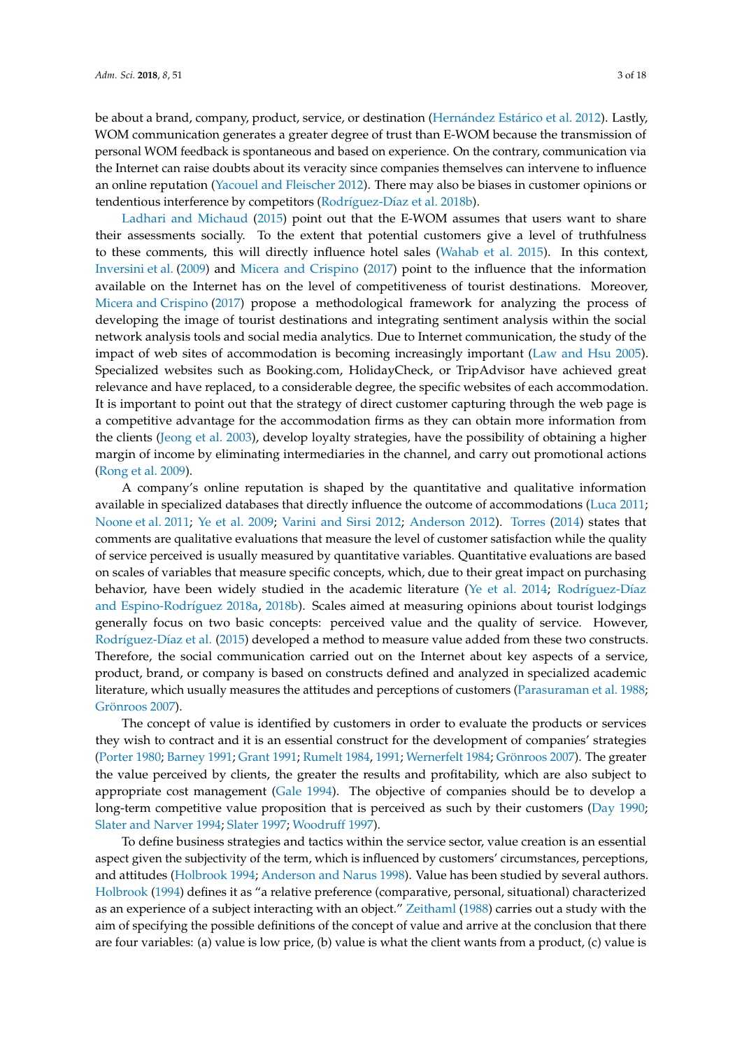be about a brand, company, product, service, or destination (Hernández Estárico et al. 2012). Lastly, WOM communication generates a greater degree of trust than E-WOM because the transmission of personal WOM feedback is spontaneous and based on experience. On the contrary, communication via the Internet can raise doubts about its veracity since companies themselves can intervene to influence an online reputation (Yacouel and Fleischer 2012). There may also be biases in customer opinions or tendentious interference by competitors (Rodríguez-Díaz et al. 2018b).

Ladhari and Michaud (2015) point out that the E-WOM assumes that users want to share their assessments socially. To the extent that potential customers give a level of truthfulness to these comments, this will directly influence hotel sales (Wahab et al. 2015). In this context, Inversini et al. (2009) and Micera and Crispino (2017) point to the influence that the information available on the Internet has on the level of competitiveness of tourist destinations. Moreover, Micera and Crispino (2017) propose a methodological framework for analyzing the process of developing the image of tourist destinations and integrating sentiment analysis within the social network analysis tools and social media analytics. Due to Internet communication, the study of the impact of web sites of accommodation is becoming increasingly important (Law and Hsu 2005). Specialized websites such as Booking.com, HolidayCheck, or TripAdvisor have achieved great relevance and have replaced, to a considerable degree, the specific websites of each accommodation. It is important to point out that the strategy of direct customer capturing through the web page is a competitive advantage for the accommodation firms as they can obtain more information from the clients (Jeong et al. 2003), develop loyalty strategies, have the possibility of obtaining a higher margin of income by eliminating intermediaries in the channel, and carry out promotional actions (Rong et al. 2009).

A company's online reputation is shaped by the quantitative and qualitative information available in specialized databases that directly influence the outcome of accommodations (Luca 2011; Noone et al. 2011; Ye et al. 2009; Varini and Sirsi 2012; Anderson 2012). Torres (2014) states that comments are qualitative evaluations that measure the level of customer satisfaction while the quality of service perceived is usually measured by quantitative variables. Quantitative evaluations are based on scales of variables that measure specific concepts, which, due to their great impact on purchasing behavior, have been widely studied in the academic literature (Ye et al. 2014; Rodríguez-Díaz and Espino-Rodríguez 2018a, 2018b). Scales aimed at measuring opinions about tourist lodgings generally focus on two basic concepts: perceived value and the quality of service. However, Rodríguez-Díaz et al. (2015) developed a method to measure value added from these two constructs. Therefore, the social communication carried out on the Internet about key aspects of a service, product, brand, or company is based on constructs defined and analyzed in specialized academic literature, which usually measures the attitudes and perceptions of customers (Parasuraman et al. 1988; Grönroos 2007).

The concept of value is identified by customers in order to evaluate the products or services they wish to contract and it is an essential construct for the development of companies' strategies (Porter 1980; Barney 1991; Grant 1991; Rumelt 1984, 1991; Wernerfelt 1984; Grönroos 2007). The greater the value perceived by clients, the greater the results and profitability, which are also subject to appropriate cost management (Gale 1994). The objective of companies should be to develop a long-term competitive value proposition that is perceived as such by their customers (Day 1990; Slater and Narver 1994; Slater 1997; Woodruff 1997).

To define business strategies and tactics within the service sector, value creation is an essential aspect given the subjectivity of the term, which is influenced by customers' circumstances, perceptions, and attitudes (Holbrook 1994; Anderson and Narus 1998). Value has been studied by several authors. Holbrook (1994) defines it as "a relative preference (comparative, personal, situational) characterized as an experience of a subject interacting with an object." Zeithaml (1988) carries out a study with the aim of specifying the possible definitions of the concept of value and arrive at the conclusion that there are four variables: (a) value is low price, (b) value is what the client wants from a product, (c) value is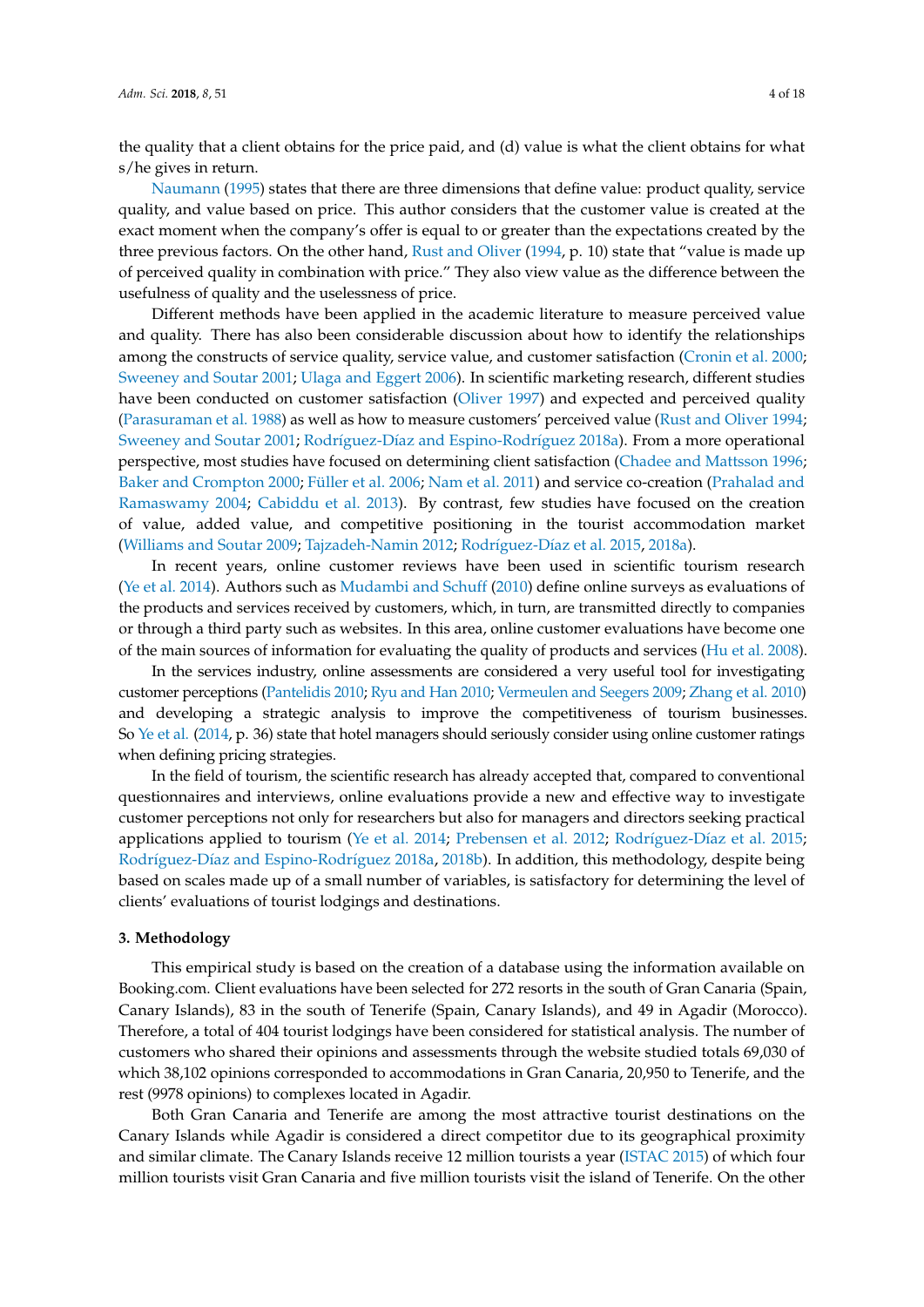the quality that a client obtains for the price paid, and (d) value is what the client obtains for what s/he gives in return.

Naumann (1995) states that there are three dimensions that define value: product quality, service quality, and value based on price. This author considers that the customer value is created at the exact moment when the company's offer is equal to or greater than the expectations created by the three previous factors. On the other hand, Rust and Oliver (1994, p. 10) state that "value is made up of perceived quality in combination with price." They also view value as the difference between the usefulness of quality and the uselessness of price.

Different methods have been applied in the academic literature to measure perceived value and quality. There has also been considerable discussion about how to identify the relationships among the constructs of service quality, service value, and customer satisfaction (Cronin et al. 2000; Sweeney and Soutar 2001; Ulaga and Eggert 2006). In scientific marketing research, different studies have been conducted on customer satisfaction (Oliver 1997) and expected and perceived quality (Parasuraman et al. 1988) as well as how to measure customers' perceived value (Rust and Oliver 1994; Sweeney and Soutar 2001; Rodríguez-Díaz and Espino-Rodríguez 2018a). From a more operational perspective, most studies have focused on determining client satisfaction (Chadee and Mattsson 1996; Baker and Crompton 2000; Füller et al. 2006; Nam et al. 2011) and service co-creation (Prahalad and Ramaswamy 2004; Cabiddu et al. 2013). By contrast, few studies have focused on the creation of value, added value, and competitive positioning in the tourist accommodation market (Williams and Soutar 2009; Tajzadeh-Namin 2012; Rodríguez-Díaz et al. 2015, 2018a).

In recent years, online customer reviews have been used in scientific tourism research (Ye et al. 2014). Authors such as Mudambi and Schuff (2010) define online surveys as evaluations of the products and services received by customers, which, in turn, are transmitted directly to companies or through a third party such as websites. In this area, online customer evaluations have become one of the main sources of information for evaluating the quality of products and services (Hu et al. 2008).

In the services industry, online assessments are considered a very useful tool for investigating customer perceptions (Pantelidis 2010; Ryu and Han 2010; Vermeulen and Seegers 2009; Zhang et al. 2010) and developing a strategic analysis to improve the competitiveness of tourism businesses. So Ye et al. (2014, p. 36) state that hotel managers should seriously consider using online customer ratings when defining pricing strategies.

In the field of tourism, the scientific research has already accepted that, compared to conventional questionnaires and interviews, online evaluations provide a new and effective way to investigate customer perceptions not only for researchers but also for managers and directors seeking practical applications applied to tourism (Ye et al. 2014; Prebensen et al. 2012; Rodríguez-Díaz et al. 2015; Rodríguez-Díaz and Espino-Rodríguez 2018a, 2018b). In addition, this methodology, despite being based on scales made up of a small number of variables, is satisfactory for determining the level of clients' evaluations of tourist lodgings and destinations.

## 3. Methodology

This empirical study is based on the creation of a database using the information available on Booking.com. Client evaluations have been selected for 272 resorts in the south of Gran Canaria (Spain, Canary Islands), 83 in the south of Tenerife (Spain, Canary Islands), and 49 in Agadir (Morocco). Therefore, a total of 404 tourist lodgings have been considered for statistical analysis. The number of customers who shared their opinions and assessments through the website studied totals 69,030 of which 38,102 opinions corresponded to accommodations in Gran Canaria, 20,950 to Tenerife, and the rest (9978 opinions) to complexes located in Agadir.

Both Gran Canaria and Tenerife are among the most attractive tourist destinations on the Canary Islands while Agadir is considered a direct competitor due to its geographical proximity and similar climate. The Canary Islands receive 12 million tourists a year (ISTAC 2015) of which four million tourists visit Gran Canaria and five million tourists visit the island of Tenerife. On the other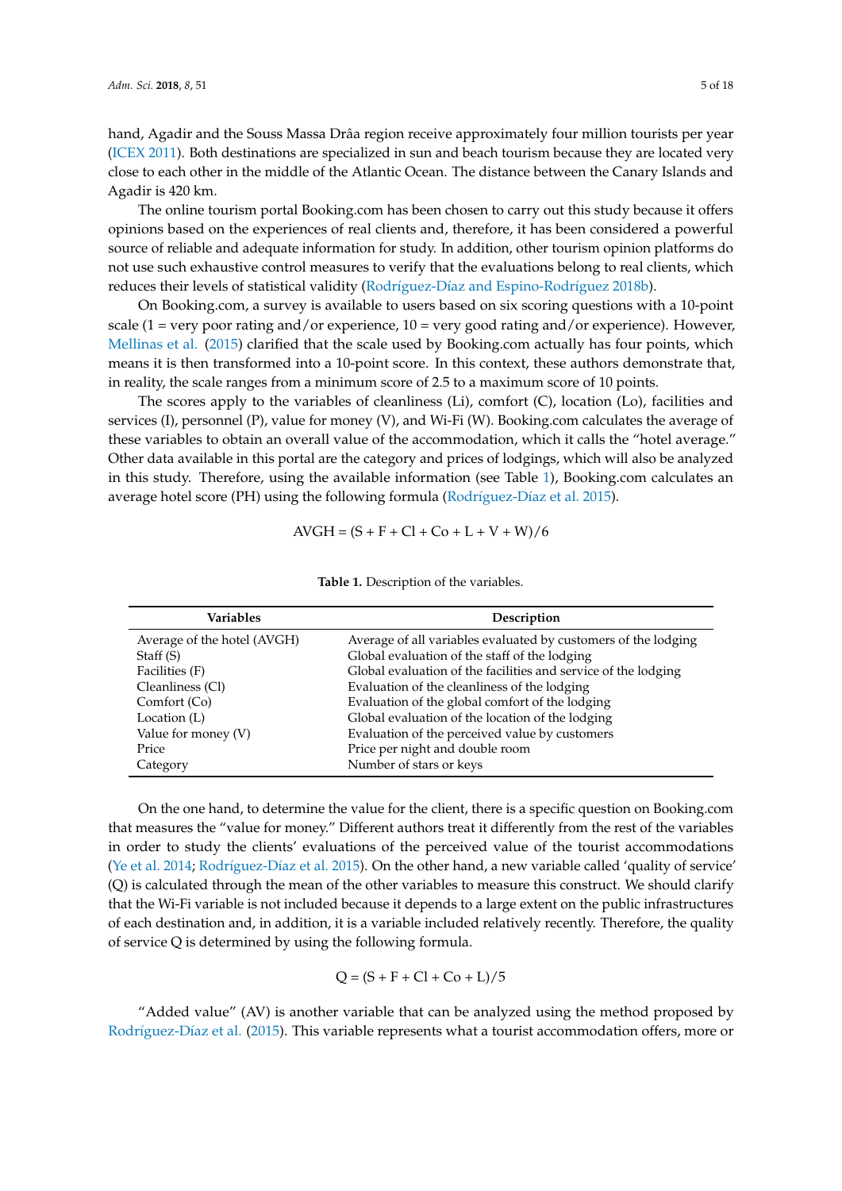hand, Agadir and the Souss Massa Drâa region receive approximately four million tourists per year (ICEX 2011). Both destinations are specialized in sun and beach tourism because they are located very close to each other in the middle of the Atlantic Ocean. The distance between the Canary Islands and Agadir is 420 km.

The online tourism portal Booking.com has been chosen to carry out this study because it offers opinions based on the experiences of real clients and, therefore, it has been considered a powerful source of reliable and adequate information for study. In addition, other tourism opinion platforms do not use such exhaustive control measures to verify that the evaluations belong to real clients, which reduces their levels of statistical validity (Rodríguez-Díaz and Espino-Rodríguez 2018b).

On Booking.com, a survey is available to users based on six scoring questions with a 10-point scale (1 = very poor rating and/or experience, 10 = very good rating and/or experience). However, Mellinas et al. (2015) clarified that the scale used by Booking.com actually has four points, which means it is then transformed into a 10-point score. In this context, these authors demonstrate that, in reality, the scale ranges from a minimum score of 2.5 to a maximum score of 10 points.

The scores apply to the variables of cleanliness (Li), comfort (C), location (Lo), facilities and services (I), personnel (P), value for money (V), and Wi-Fi (W). Booking.com calculates the average of these variables to obtain an overall value of the accommodation, which it calls the "hotel average." Other data available in this portal are the category and prices of lodgings, which will also be analyzed in this study. Therefore, using the available information (see Table 1), Booking.com calculates an average hotel score (PH) using the following formula (Rodríguez-Díaz et al. 2015).

$$\text{AVGH} = (\text{S} + \text{F} + \text{Cl} + \text{Co} + \text{L} + \text{V} + \text{W})/6$$

**Table 1.** Description of the variables.

| Variables | Description |
|---|---|
| Average of the hotel (AVGH) | Average of all variables evaluated by customers of the lodging |
| Staff (S) | Global evaluation of the staff of the lodging |
| Facilities (F) | Global evaluation of the facilities and service of the lodging |
| Cleanliness (Cl) | Evaluation of the cleanliness of the lodging |
| Comfort (Co) | Evaluation of the global comfort of the lodging |
| Location (L) | Global evaluation of the location of the lodging |
| Value for money (V) | Evaluation of the perceived value by customers |
| Price | Price per night and double room |
| Category | Number of stars or keys |

On the one hand, to determine the value for the client, there is a specific question on Booking.com that measures the "value for money." Different authors treat it differently from the rest of the variables in order to study the clients' evaluations of the perceived value of the tourist accommodations (Ye et al. 2014; Rodríguez-Díaz et al. 2015). On the other hand, a new variable called 'quality of service' (Q) is calculated through the mean of the other variables to measure this construct. We should clarify that the Wi-Fi variable is not included because it depends to a large extent on the public infrastructures of each destination and, in addition, it is a variable included relatively recently. Therefore, the quality of service Q is determined by using the following formula.

$$\text{Q} = (\text{S} + \text{F} + \text{Cl} + \text{Co} + \text{L})/5$$

"Added value" (AV) is another variable that can be analyzed using the method proposed by Rodríguez-Díaz et al. (2015). This variable represents what a tourist accommodation offers, more or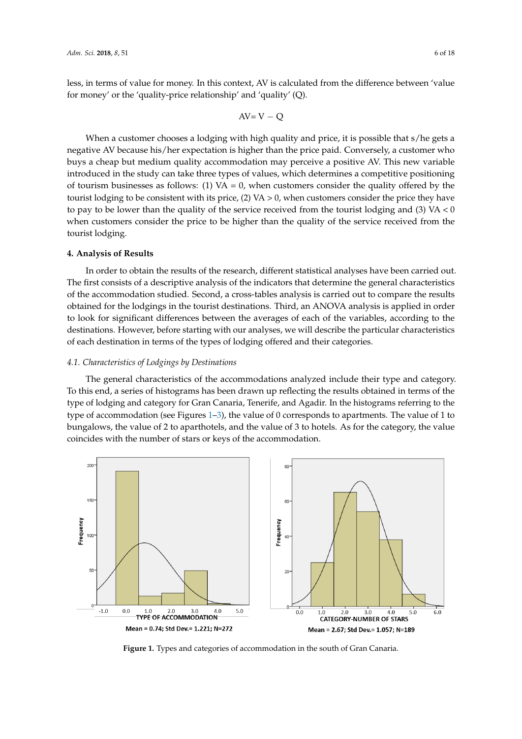less, in terms of value for money. In this context, AV is calculated from the difference between 'value for money' or the 'quality-price relationship' and 'quality' (Q).

$$AV = V - Q$$

When a customer chooses a lodging with high quality and price, it is possible that s/he gets a negative AV because his/her expectation is higher than the price paid. Conversely, a customer who buys a cheap but medium quality accommodation may perceive a positive AV. This new variable introduced in the study can take three types of values, which determines a competitive positioning of tourism businesses as follows: (1) VA = 0, when customers consider the quality offered by the tourist lodging to be consistent with its price, (2) VA > 0, when customers consider the price they have to pay to be lower than the quality of the service received from the tourist lodging and (3) VA < 0 when customers consider the price to be higher than the quality of the service received from the tourist lodging.

## 4. Analysis of Results

In order to obtain the results of the research, different statistical analyses have been carried out. The first consists of a descriptive analysis of the indicators that determine the general characteristics of the accommodation studied. Second, a cross-tables analysis is carried out to compare the results obtained for the lodgings in the tourist destinations. Third, an ANOVA analysis is applied in order to look for significant differences between the averages of each of the variables, according to the destinations. However, before starting with our analyses, we will describe the particular characteristics of each destination in terms of the types of lodging offered and their categories.

### *4.1. Characteristics of Lodgings by Destinations*

The general characteristics of the accommodations analyzed include their type and category. To this end, a series of histograms has been drawn up reflecting the results obtained in terms of the type of lodging and category for Gran Canaria, Tenerife, and Agadir. In the histograms referring to the type of accommodation (see Figures 1–3), the value of 0 corresponds to apartments. The value of 1 to bungalows, the value of 2 to aparthotels, and the value of 3 to hotels. As for the category, the value coincides with the number of stars or keys of the accommodation.

Mean = 0.74; Std Dev.= 1.221; N=272

Mean = 2.67; Std Dev.= 1.057; N=189

**Figure 1.** Types and categories of accommodation in the south of Gran Canaria.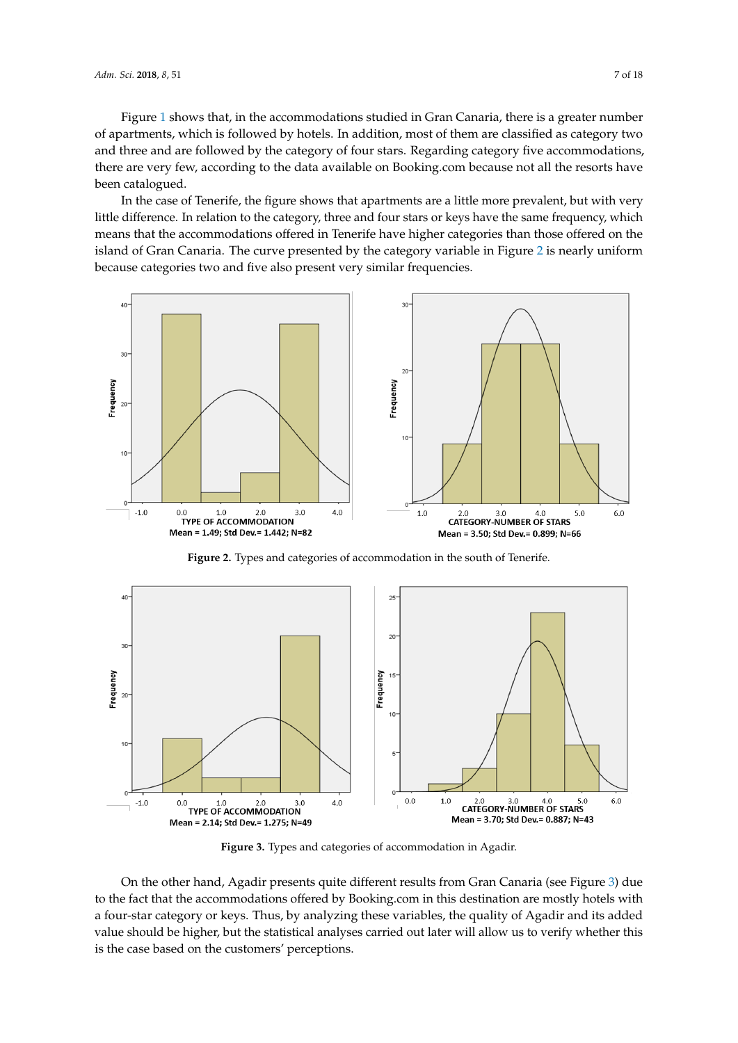Figure 1 shows that, in the accommodations studied in Gran Canaria, there is a greater number of apartments, which is followed by hotels. In addition, most of them are classified as category two and three and are followed by the category of four stars. Regarding category five accommodations, there are very few, according to the data available on Booking.com because not all the resorts have been catalogued.

In the case of Tenerife, the figure shows that apartments are a little more prevalent, but with very little difference. In relation to the category, three and four stars or keys have the same frequency, which means that the accommodations offered in Tenerife have higher categories than those offered on the island of Gran Canaria. The curve presented by the category variable in Figure 2 is nearly uniform because categories two and five also present very similar frequencies.

**Figure 2.** Types and categories of accommodation in the south of Tenerife.

**Figure 3.** Types and categories of accommodation in Agadir.

On the other hand, Agadir presents quite different results from Gran Canaria (see Figure 3) due to the fact that the accommodations offered by Booking.com in this destination are mostly hotels with a four-star category or keys. Thus, by analyzing these variables, the quality of Agadir and its added value should be higher, but the statistical analyses carried out later will allow us to verify whether this is the case based on the customers' perceptions.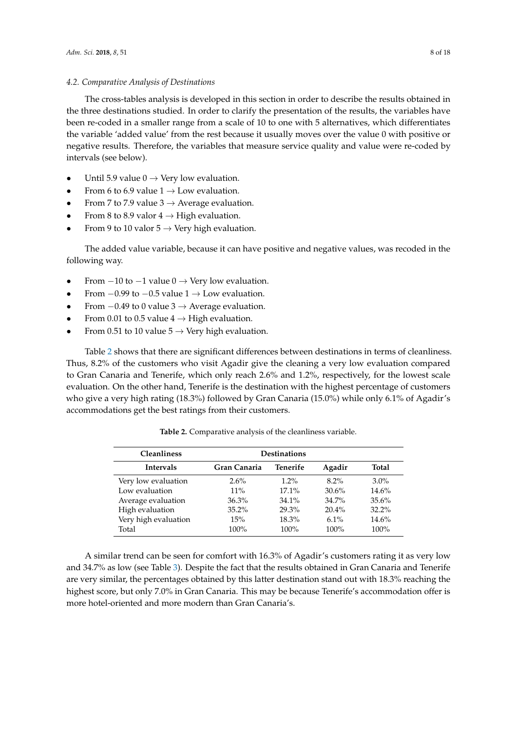### *4.2. Comparative Analysis of Destinations*

The cross-tables analysis is developed in this section in order to describe the results obtained in the three destinations studied. In order to clarify the presentation of the results, the variables have been re-coded in a smaller range from a scale of 10 to one with 5 alternatives, which differentiates the variable 'added value' from the rest because it usually moves over the value 0 with positive or negative results. Therefore, the variables that measure service quality and value were re-coded by intervals (see below).

- Until 5.9 value 0 → Very low evaluation.
- From 6 to 6.9 value 1 → Low evaluation.
- From 7 to 7.9 value 3 → Average evaluation.
- From 8 to 8.9 valor 4 → High evaluation.
- From 9 to 10 valor 5 → Very high evaluation.

The added value variable, because it can have positive and negative values, was recoded in the following way.

- From −10 to −1 value 0 → Very low evaluation.
- From −0.99 to −0.5 value 1 → Low evaluation.
- From −0.49 to 0 value 3 → Average evaluation.
- From 0.01 to 0.5 value 4 → High evaluation.
- From 0.51 to 10 value 5 → Very high evaluation.

Table 2 shows that there are significant differences between destinations in terms of cleanliness. Thus, 8.2% of the customers who visit Agadir give the cleaning a very low evaluation compared to Gran Canaria and Tenerife, which only reach 2.6% and 1.2%, respectively, for the lowest scale evaluation. On the other hand, Tenerife is the destination with the highest percentage of customers who give a very high rating (18.3%) followed by Gran Canaria (15.0%) while only 6.1% of Agadir's accommodations get the best ratings from their customers.

**Table 2.** Comparative analysis of the cleanliness variable.

| **Cleanliness** | **Destinations** | | | |
|---|---|---|---|---|
| **Intervals** | **Gran Canaria** | **Tenerife** | **Agadir** | **Total** |
| Very low evaluation | 2.6% | 1.2% | 8.2% | 3.0% |
| Low evaluation | 11% | 17.1% | 30.6% | 14.6% |
| Average evaluation | 36.3% | 34.1% | 34.7% | 35.6% |
| High evaluation | 35.2% | 29.3% | 20.4% | 32.2% |
| Very high evaluation | 15% | 18.3% | 6.1% | 14.6% |
| Total | 100% | 100% | 100% | 100% |

A similar trend can be seen for comfort with 16.3% of Agadir's customers rating it as very low and 34.7% as low (see Table 3). Despite the fact that the results obtained in Gran Canaria and Tenerife are very similar, the percentages obtained by this latter destination stand out with 18.3% reaching the highest score, but only 7.0% in Gran Canaria. This may be because Tenerife's accommodation offer is more hotel-oriented and more modern than Gran Canaria's.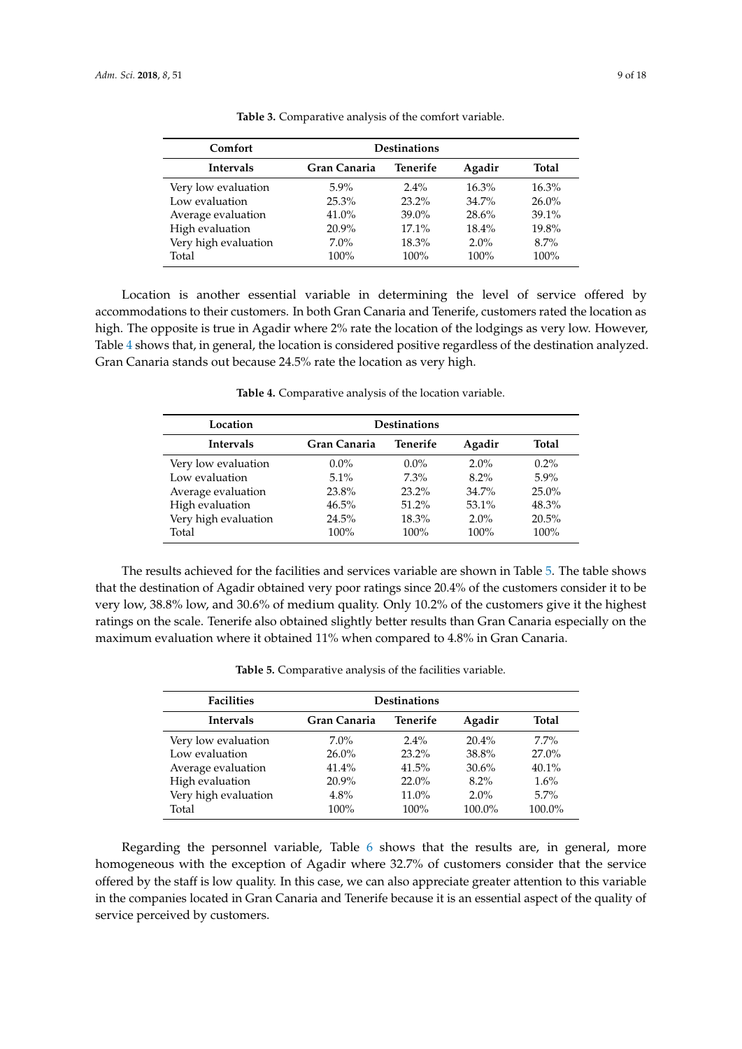**Table 3.** Comparative analysis of the comfort variable.

| Comfort | Destinations | | | |
|---|---|---|---|---|
| **Intervals** | **Gran Canaria** | **Tenerife** | **Agadir** | **Total** |
| Very low evaluation | 5.9% | 2.4% | 16.3% | 16.3% |
| Low evaluation | 25.3% | 23.2% | 34.7% | 26.0% |
| Average evaluation | 41.0% | 39.0% | 28.6% | 39.1% |
| High evaluation | 20.9% | 17.1% | 18.4% | 19.8% |
| Very high evaluation | 7.0% | 18.3% | 2.0% | 8.7% |
| Total | 100% | 100% | 100% | 100% |

Location is another essential variable in determining the level of service offered by accommodations to their customers. In both Gran Canaria and Tenerife, customers rated the location as high. The opposite is true in Agadir where 2% rate the location of the lodgings as very low. However, Table 4 shows that, in general, the location is considered positive regardless of the destination analyzed. Gran Canaria stands out because 24.5% rate the location as very high.

**Table 4.** Comparative analysis of the location variable.

| Location | Destinations | | | |
|---|---|---|---|---|
| **Intervals** | **Gran Canaria** | **Tenerife** | **Agadir** | **Total** |
| Very low evaluation | 0.0% | 0.0% | 2.0% | 0.2% |
| Low evaluation | 5.1% | 7.3% | 8.2% | 5.9% |
| Average evaluation | 23.8% | 23.2% | 34.7% | 25.0% |
| High evaluation | 46.5% | 51.2% | 53.1% | 48.3% |
| Very high evaluation | 24.5% | 18.3% | 2.0% | 20.5% |
| Total | 100% | 100% | 100% | 100% |

The results achieved for the facilities and services variable are shown in Table 5. The table shows that the destination of Agadir obtained very poor ratings since 20.4% of the customers consider it to be very low, 38.8% low, and 30.6% of medium quality. Only 10.2% of the customers give it the highest ratings on the scale. Tenerife also obtained slightly better results than Gran Canaria especially on the maximum evaluation where it obtained 11% when compared to 4.8% in Gran Canaria.

**Table 5.** Comparative analysis of the facilities variable.

| Facilities | Destinations | | | |
|---|---|---|---|---|
| **Intervals** | **Gran Canaria** | **Tenerife** | **Agadir** | **Total** |
| Very low evaluation | 7.0% | 2.4% | 20.4% | 7.7% |
| Low evaluation | 26.0% | 23.2% | 38.8% | 27.0% |
| Average evaluation | 41.4% | 41.5% | 30.6% | 40.1% |
| High evaluation | 20.9% | 22.0% | 8.2% | 1.6% |
| Very high evaluation | 4.8% | 11.0% | 2.0% | 5.7% |
| Total | 100% | 100% | 100.0% | 100.0% |

Regarding the personnel variable, Table 6 shows that the results are, in general, more homogeneous with the exception of Agadir where 32.7% of customers consider that the service offered by the staff is low quality. In this case, we can also appreciate greater attention to this variable in the companies located in Gran Canaria and Tenerife because it is an essential aspect of the quality of service perceived by customers.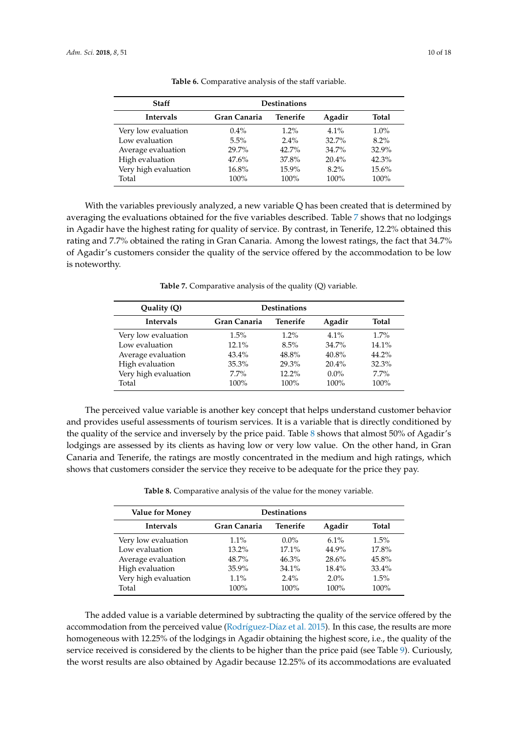**Table 6.** Comparative analysis of the staff variable.

| Staff | Destinations | | | |
|---|---|---|---|---|
| **Intervals** | **Gran Canaria** | **Tenerife** | **Agadir** | **Total** |
| Very low evaluation | 0.4% | 1.2% | 4.1% | 1.0% |
| Low evaluation | 5.5% | 2.4% | 32.7% | 8.2% |
| Average evaluation | 29.7% | 42.7% | 34.7% | 32.9% |
| High evaluation | 47.6% | 37.8% | 20.4% | 42.3% |
| Very high evaluation | 16.8% | 15.9% | 8.2% | 15.6% |
| Total | 100% | 100% | 100% | 100% |

With the variables previously analyzed, a new variable Q has been created that is determined by averaging the evaluations obtained for the five variables described. Table 7 shows that no lodgings in Agadir have the highest rating for quality of service. By contrast, in Tenerife, 12.2% obtained this rating and 7.7% obtained the rating in Gran Canaria. Among the lowest ratings, the fact that 34.7% of Agadir's customers consider the quality of the service offered by the accommodation to be low is noteworthy.

**Table 7.** Comparative analysis of the quality (Q) variable.

| Quality (Q) | Destinations | | | |
|---|---|---|---|---|
| **Intervals** | **Gran Canaria** | **Tenerife** | **Agadir** | **Total** |
| Very low evaluation | 1.5% | 1.2% | 4.1% | 1.7% |
| Low evaluation | 12.1% | 8.5% | 34.7% | 14.1% |
| Average evaluation | 43.4% | 48.8% | 40.8% | 44.2% |
| High evaluation | 35.3% | 29.3% | 20.4% | 32.3% |
| Very high evaluation | 7.7% | 12.2% | 0.0% | 7.7% |
| Total | 100% | 100% | 100% | 100% |

The perceived value variable is another key concept that helps understand customer behavior and provides useful assessments of tourism services. It is a variable that is directly conditioned by the quality of the service and inversely by the price paid. Table 8 shows that almost 50% of Agadir's lodgings are assessed by its clients as having low or very low value. On the other hand, in Gran Canaria and Tenerife, the ratings are mostly concentrated in the medium and high ratings, which shows that customers consider the service they receive to be adequate for the price they pay.

**Table 8.** Comparative analysis of the value for the money variable.

| Value for Money | Destinations | | | |
|---|---|---|---|---|
| **Intervals** | **Gran Canaria** | **Tenerife** | **Agadir** | **Total** |
| Very low evaluation | 1.1% | 0.0% | 6.1% | 1.5% |
| Low evaluation | 13.2% | 17.1% | 44.9% | 17.8% |
| Average evaluation | 48.7% | 46.3% | 28.6% | 45.8% |
| High evaluation | 35.9% | 34.1% | 18.4% | 33.4% |
| Very high evaluation | 1.1% | 2.4% | 2.0% | 1.5% |
| Total | 100% | 100% | 100% | 100% |

The added value is a variable determined by subtracting the quality of the service offered by the accommodation from the perceived value (Rodríguez-Díaz et al. 2015). In this case, the results are more homogeneous with 12.25% of the lodgings in Agadir obtaining the highest score, i.e., the quality of the service received is considered by the clients to be higher than the price paid (see Table 9). Curiously, the worst results are also obtained by Agadir because 12.25% of its accommodations are evaluated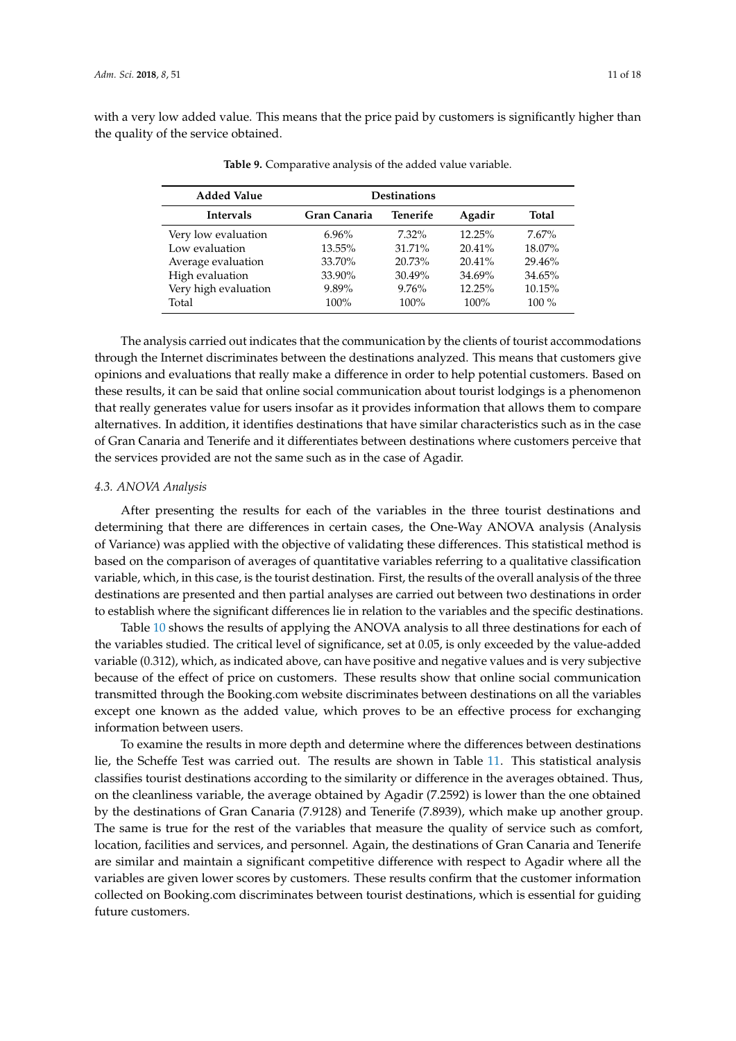with a very low added value. This means that the price paid by customers is significantly higher than the quality of the service obtained.

**Table 9.** Comparative analysis of the added value variable.

| Added Value | Destinations | | | |
|---|---|---|---|---|
| **Intervals** | **Gran Canaria** | **Tenerife** | **Agadir** | **Total** |
| Very low evaluation | 6.96% | 7.32% | 12.25% | 7.67% |
| Low evaluation | 13.55% | 31.71% | 20.41% | 18.07% |
| Average evaluation | 33.70% | 20.73% | 20.41% | 29.46% |
| High evaluation | 33.90% | 30.49% | 34.69% | 34.65% |
| Very high evaluation | 9.89% | 9.76% | 12.25% | 10.15% |
| Total | 100% | 100% | 100% | 100 % |

The analysis carried out indicates that the communication by the clients of tourist accommodations through the Internet discriminates between the destinations analyzed. This means that customers give opinions and evaluations that really make a difference in order to help potential customers. Based on these results, it can be said that online social communication about tourist lodgings is a phenomenon that really generates value for users insofar as it provides information that allows them to compare alternatives. In addition, it identifies destinations that have similar characteristics such as in the case of Gran Canaria and Tenerife and it differentiates between destinations where customers perceive that the services provided are not the same such as in the case of Agadir.

### *4.3. ANOVA Analysis*

After presenting the results for each of the variables in the three tourist destinations and determining that there are differences in certain cases, the One-Way ANOVA analysis (Analysis of Variance) was applied with the objective of validating these differences. This statistical method is based on the comparison of averages of quantitative variables referring to a qualitative classification variable, which, in this case, is the tourist destination. First, the results of the overall analysis of the three destinations are presented and then partial analyses are carried out between two destinations in order to establish where the significant differences lie in relation to the variables and the specific destinations.

Table 10 shows the results of applying the ANOVA analysis to all three destinations for each of the variables studied. The critical level of significance, set at 0.05, is only exceeded by the value-added variable (0.312), which, as indicated above, can have positive and negative values and is very subjective because of the effect of price on customers. These results show that online social communication transmitted through the Booking.com website discriminates between destinations on all the variables except one known as the added value, which proves to be an effective process for exchanging information between users.

To examine the results in more depth and determine where the differences between destinations lie, the Scheffe Test was carried out. The results are shown in Table 11. This statistical analysis classifies tourist destinations according to the similarity or difference in the averages obtained. Thus, on the cleanliness variable, the average obtained by Agadir (7.2592) is lower than the one obtained by the destinations of Gran Canaria (7.9128) and Tenerife (7.8939), which make up another group. The same is true for the rest of the variables that measure the quality of service such as comfort, location, facilities and services, and personnel. Again, the destinations of Gran Canaria and Tenerife are similar and maintain a significant competitive difference with respect to Agadir where all the variables are given lower scores by customers. These results confirm that the customer information collected on Booking.com discriminates between tourist destinations, which is essential for guiding future customers.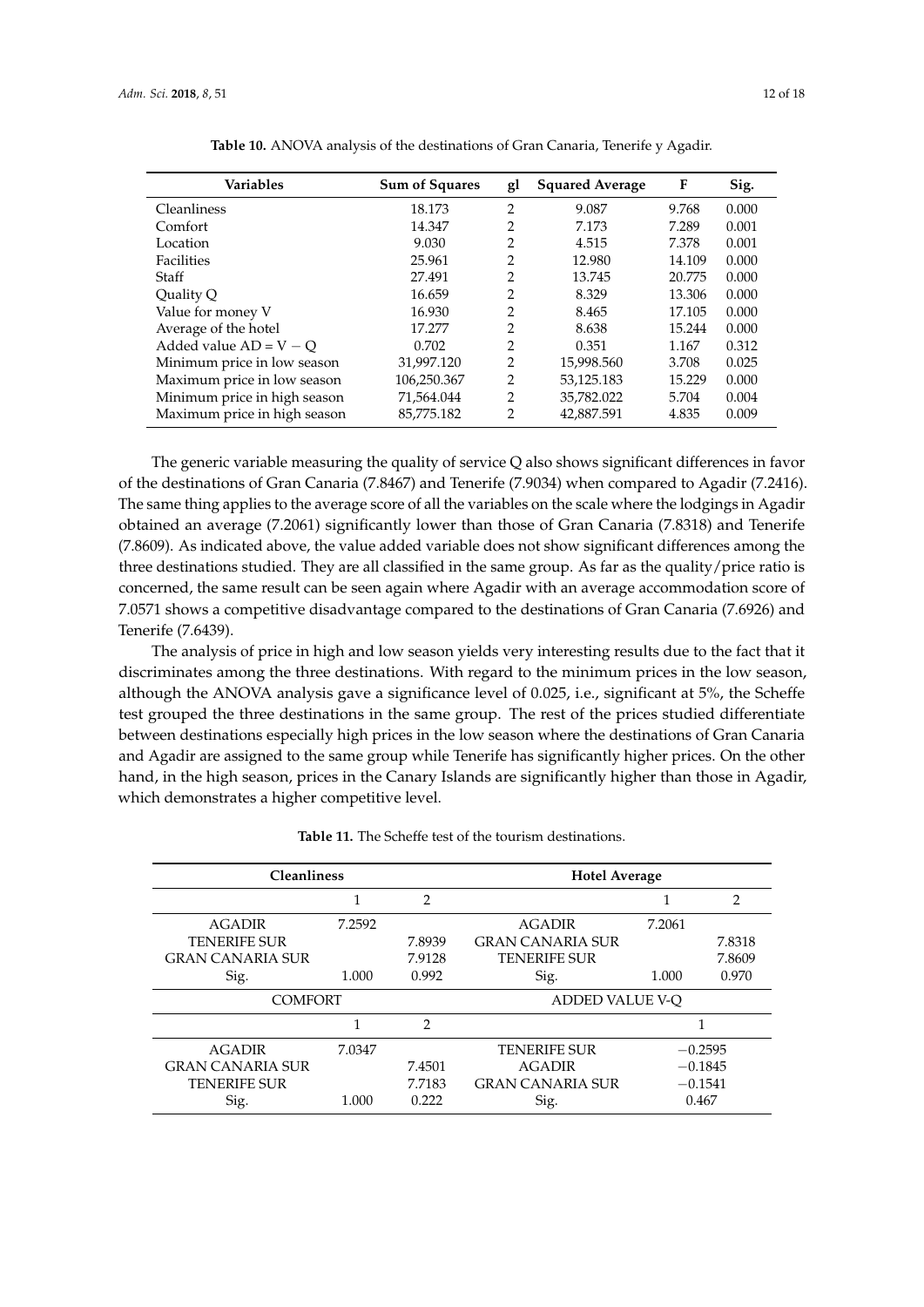**Table 10.** ANOVA analysis of the destinations of Gran Canaria, Tenerife y Agadir.

| Variables | Sum of Squares | gl | Squared Average | F | Sig. |
|---|---|---|---|---|---|
| Cleanliness | 18.173 | 2 | 9.087 | 9.768 | 0.000 |
| Comfort | 14.347 | 2 | 7.173 | 7.289 | 0.001 |
| Location | 9.030 | 2 | 4.515 | 7.378 | 0.001 |
| Facilities | 25.961 | 2 | 12.980 | 14.109 | 0.000 |
| Staff | 27.491 | 2 | 13.745 | 20.775 | 0.000 |
| Quality Q | 16.659 | 2 | 8.329 | 13.306 | 0.000 |
| Value for money V | 16.930 | 2 | 8.465 | 17.105 | 0.000 |
| Average of the hotel | 17.277 | 2 | 8.638 | 15.244 | 0.000 |
| Added value $AD = V - Q$ | 0.702 | 2 | 0.351 | 1.167 | 0.312 |
| Minimum price in low season | 31,997.120 | 2 | 15,998.560 | 3.708 | 0.025 |
| Maximum price in low season | 106,250.367 | 2 | 53,125.183 | 15.229 | 0.000 |
| Minimum price in high season | 71,564.044 | 2 | 35,782.022 | 5.704 | 0.004 |
| Maximum price in high season | 85,775.182 | 2 | 42,887.591 | 4.835 | 0.009 |

The generic variable measuring the quality of service Q also shows significant differences in favor of the destinations of Gran Canaria (7.8467) and Tenerife (7.9034) when compared to Agadir (7.2416). The same thing applies to the average score of all the variables on the scale where the lodgings in Agadir obtained an average (7.2061) significantly lower than those of Gran Canaria (7.8318) and Tenerife (7.8609). As indicated above, the value added variable does not show significant differences among the three destinations studied. They are all classified in the same group. As far as the quality/price ratio is concerned, the same result can be seen again where Agadir with an average accommodation score of 7.0571 shows a competitive disadvantage compared to the destinations of Gran Canaria (7.6926) and Tenerife (7.6439).

The analysis of price in high and low season yields very interesting results due to the fact that it discriminates among the three destinations. With regard to the minimum prices in the low season, although the ANOVA analysis gave a significance level of 0.025, i.e., significant at 5%, the Scheffe test grouped the three destinations in the same group. The rest of the prices studied differentiate between destinations especially high prices in the low season where the destinations of Gran Canaria and Agadir are assigned to the same group while Tenerife has significantly higher prices. On the other hand, in the high season, prices in the Canary Islands are significantly higher than those in Agadir, which demonstrates a higher competitive level.

**Table 11.** The Scheffe test of the tourism destinations.

| Cleanliness | | | Hotel Average | | |
|---|---|---|---|---|---|
| | 1 | 2 | | 1 | 2 |
| AGADIR | 7.2592 | | AGADIR | 7.2061 | |
| TENERIFE SUR | | 7.8939 | GRAN CANARIA SUR | | 7.8318 |
| GRAN CANARIA SUR | | 7.9128 | TENERIFE SUR | | 7.8609 |
| Sig. | 1.000 | 0.992 | Sig. | 1.000 | 0.970 |
| **COMFORT** | | | **ADDED VALUE V-Q** | | |
| | 1 | 2 | | 1 | |
| AGADIR | 7.0347 | | TENERIFE SUR | −0.2595 | |
| GRAN CANARIA SUR | | 7.4501 | AGADIR | −0.1845 | |
| TENERIFE SUR | | 7.7183 | GRAN CANARIA SUR | −0.1541 | |
| Sig. | 1.000 | 0.222 | Sig. | 0.467 | |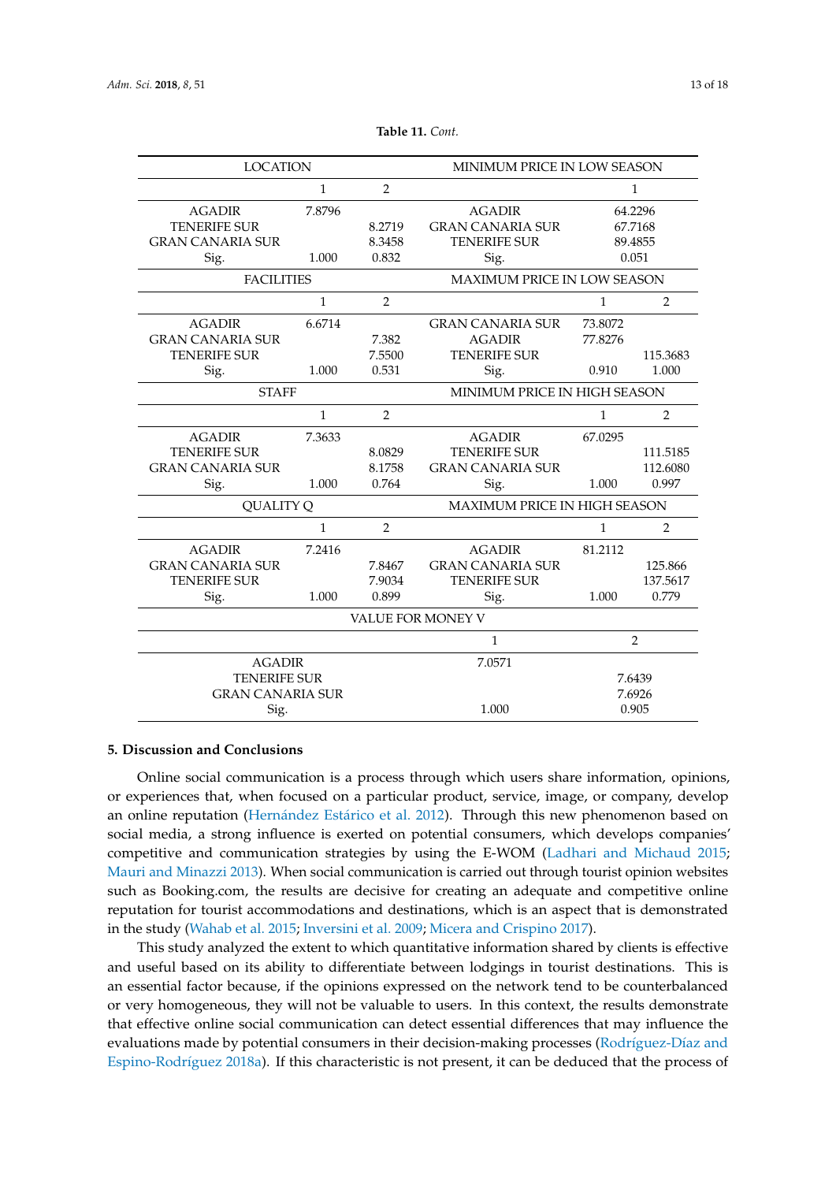**Table 11.** *Cont.*

| LOCATION | | | MINIMUM PRICE IN LOW SEASON | | |
|---|---|---|---|---|---|
| | 1 | 2 | | 1 | |
| AGADIR | 7.8796 | | AGADIR | 64.2296 | |
| TENERIFE SUR | | 8.2719 | GRAN CANARIA SUR | 67.7168 | |
| GRAN CANARIA SUR | | 8.3458 | TENERIFE SUR | 89.4855 | |
| Sig. | 1.000 | 0.832 | Sig. | 0.051 | |
| **FACILITIES** | | | **MAXIMUM PRICE IN LOW SEASON** | | |
| | 1 | 2 | | 1 | 2 |
| AGADIR | 6.6714 | | GRAN CANARIA SUR | 73.8072 | |
| GRAN CANARIA SUR | | 7.382 | AGADIR | 77.8276 | |
| TENERIFE SUR | | 7.5500 | TENERIFE SUR | | 115.3683 |
| Sig. | 1.000 | 0.531 | Sig. | 0.910 | 1.000 |
| **STAFF** | | | **MINIMUM PRICE IN HIGH SEASON** | | |
| | 1 | 2 | | 1 | 2 |
| AGADIR | 7.3633 | | AGADIR | 67.0295 | |
| TENERIFE SUR | | 8.0829 | TENERIFE SUR | | 111.5185 |
| GRAN CANARIA SUR | | 8.1758 | GRAN CANARIA SUR | | 112.6080 |
| Sig. | 1.000 | 0.764 | Sig. | 1.000 | 0.997 |
| **QUALITY Q** | | | **MAXIMUM PRICE IN HIGH SEASON** | | |
| | 1 | 2 | | 1 | 2 |
| AGADIR | 7.2416 | | AGADIR | 81.2112 | |
| GRAN CANARIA SUR | | 7.8467 | GRAN CANARIA SUR | | 125.866 |
| TENERIFE SUR | | 7.9034 | TENERIFE SUR | | 137.5617 |
| Sig. | 1.000 | 0.899 | Sig. | 1.000 | 0.779 |

| VALUE FOR MONEY V | | |
|---|---|---|
| | 1 | 2 |
| AGADIR | 7.0571 | |
| TENERIFE SUR | | 7.6439 |
| GRAN CANARIA SUR | | 7.6926 |
| Sig. | 1.000 | 0.905 |

## 5. Discussion and Conclusions

Online social communication is a process through which users share information, opinions, or experiences that, when focused on a particular product, service, image, or company, develop an online reputation (Hernández Estárico et al. 2012). Through this new phenomenon based on social media, a strong influence is exerted on potential consumers, which develops companies' competitive and communication strategies by using the E-WOM (Ladhari and Michaud 2015; Mauri and Minazzi 2013). When social communication is carried out through tourist opinion websites such as Booking.com, the results are decisive for creating an adequate and competitive online reputation for tourist accommodations and destinations, which is an aspect that is demonstrated in the study (Wahab et al. 2015; Inversini et al. 2009; Micera and Crispino 2017).

This study analyzed the extent to which quantitative information shared by clients is effective and useful based on its ability to differentiate between lodgings in tourist destinations. This is an essential factor because, if the opinions expressed on the network tend to be counterbalanced or very homogeneous, they will not be valuable to users. In this context, the results demonstrate that effective online social communication can detect essential differences that may influence the evaluations made by potential consumers in their decision-making processes (Rodríguez-Díaz and Espino-Rodríguez 2018a). If this characteristic is not present, it can be deduced that the process of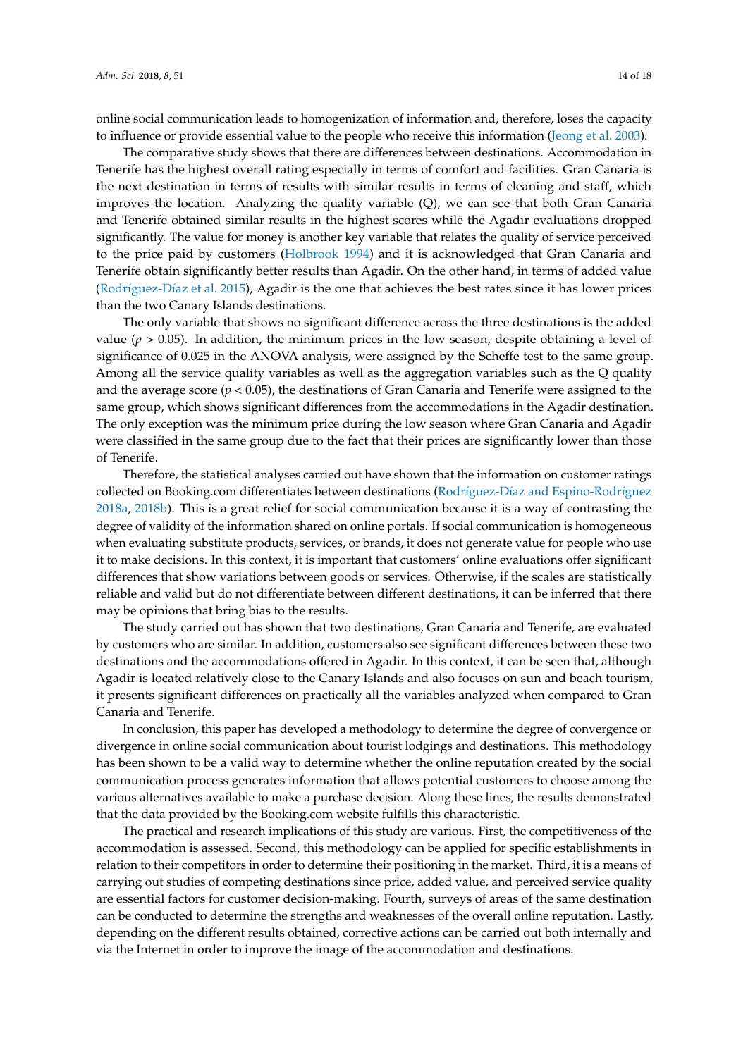online social communication leads to homogenization of information and, therefore, loses the capacity to influence or provide essential value to the people who receive this information (Jeong et al. 2003).

The comparative study shows that there are differences between destinations. Accommodation in Tenerife has the highest overall rating especially in terms of comfort and facilities. Gran Canaria is the next destination in terms of results with similar results in terms of cleaning and staff, which improves the location. Analyzing the quality variable (Q), we can see that both Gran Canaria and Tenerife obtained similar results in the highest scores while the Agadir evaluations dropped significantly. The value for money is another key variable that relates the quality of service perceived to the price paid by customers (Holbrook 1994) and it is acknowledged that Gran Canaria and Tenerife obtain significantly better results than Agadir. On the other hand, in terms of added value (Rodríguez-Díaz et al. 2015), Agadir is the one that achieves the best rates since it has lower prices than the two Canary Islands destinations.

The only variable that shows no significant difference across the three destinations is the added value ($p > 0.05$). In addition, the minimum prices in the low season, despite obtaining a level of significance of 0.025 in the ANOVA analysis, were assigned by the Scheffe test to the same group. Among all the service quality variables as well as the aggregation variables such as the Q quality and the average score ($p < 0.05$), the destinations of Gran Canaria and Tenerife were assigned to the same group, which shows significant differences from the accommodations in the Agadir destination. The only exception was the minimum price during the low season where Gran Canaria and Agadir were classified in the same group due to the fact that their prices are significantly lower than those of Tenerife.

Therefore, the statistical analyses carried out have shown that the information on customer ratings collected on Booking.com differentiates between destinations (Rodríguez-Díaz and Espino-Rodríguez 2018a, 2018b). This is a great relief for social communication because it is a way of contrasting the degree of validity of the information shared on online portals. If social communication is homogeneous when evaluating substitute products, services, or brands, it does not generate value for people who use it to make decisions. In this context, it is important that customers' online evaluations offer significant differences that show variations between goods or services. Otherwise, if the scales are statistically reliable and valid but do not differentiate between different destinations, it can be inferred that there may be opinions that bring bias to the results.

The study carried out has shown that two destinations, Gran Canaria and Tenerife, are evaluated by customers who are similar. In addition, customers also see significant differences between these two destinations and the accommodations offered in Agadir. In this context, it can be seen that, although Agadir is located relatively close to the Canary Islands and also focuses on sun and beach tourism, it presents significant differences on practically all the variables analyzed when compared to Gran Canaria and Tenerife.

In conclusion, this paper has developed a methodology to determine the degree of convergence or divergence in online social communication about tourist lodgings and destinations. This methodology has been shown to be a valid way to determine whether the online reputation created by the social communication process generates information that allows potential customers to choose among the various alternatives available to make a purchase decision. Along these lines, the results demonstrated that the data provided by the Booking.com website fulfills this characteristic.

The practical and research implications of this study are various. First, the competitiveness of the accommodation is assessed. Second, this methodology can be applied for specific establishments in relation to their competitors in order to determine their positioning in the market. Third, it is a means of carrying out studies of competing destinations since price, added value, and perceived service quality are essential factors for customer decision-making. Fourth, surveys of areas of the same destination can be conducted to determine the strengths and weaknesses of the overall online reputation. Lastly, depending on the different results obtained, corrective actions can be carried out both internally and via the Internet in order to improve the image of the accommodation and destinations.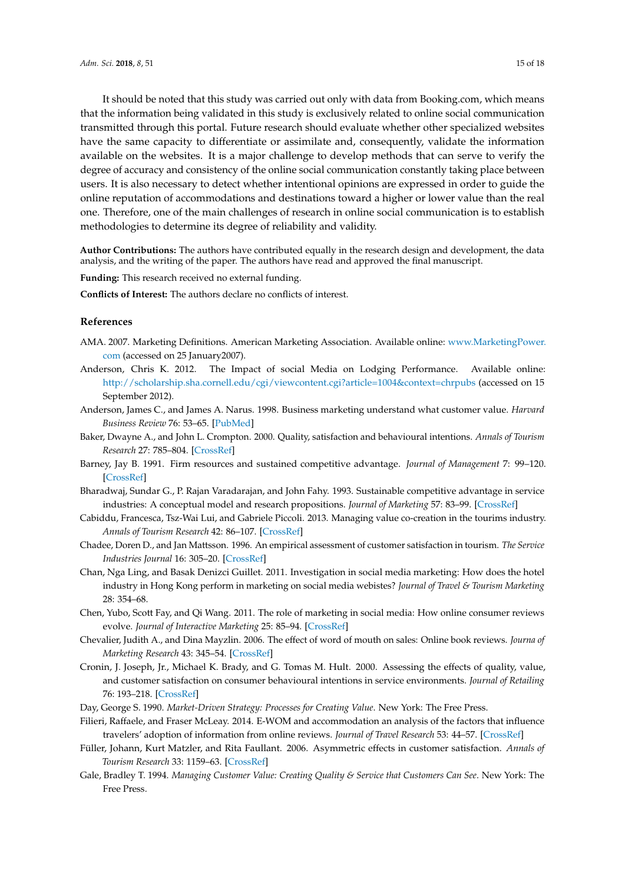It should be noted that this study was carried out only with data from Booking.com, which means that the information being validated in this study is exclusively related to online social communication transmitted through this portal. Future research should evaluate whether other specialized websites have the same capacity to differentiate or assimilate and, consequently, validate the information available on the websites. It is a major challenge to develop methods that can serve to verify the degree of accuracy and consistency of the online social communication constantly taking place between users. It is also necessary to detect whether intentional opinions are expressed in order to guide the online reputation of accommodations and destinations toward a higher or lower value than the real one. Therefore, one of the main challenges of research in online social communication is to establish methodologies to determine its degree of reliability and validity.

**Author Contributions:** The authors have contributed equally in the research design and development, the data analysis, and the writing of the paper. The authors have read and approved the final manuscript.

**Funding:** This research received no external funding.

**Conflicts of Interest:** The authors declare no conflicts of interest.

## References

AMA. 2007. Marketing Definitions. American Marketing Association. Available online: www.MarketingPower.com (accessed on 25 January2007).

Anderson, Chris K. 2012. The Impact of social Media on Lodging Performance. Available online: http://scholarship.sha.cornell.edu/cgi/viewcontent.cgi?article=1004&context=chrpubs (accessed on 15 September 2012).

Anderson, James C., and James A. Narus. 1998. Business marketing understand what customer value. *Harvard Business Review* 76: 53–65. [PubMed]

Baker, Dwayne A., and John L. Crompton. 2000. Quality, satisfaction and behavioural intentions. *Annals of Tourism Research* 27: 785–804. [CrossRef]

Barney, Jay B. 1991. Firm resources and sustained competitive advantage. *Journal of Management* 7: 99–120. [CrossRef]

Bharadwaj, Sundar G., P. Rajan Varadarajan, and John Fahy. 1993. Sustainable competitive advantage in service industries: A conceptual model and research propositions. *Journal of Marketing* 57: 83–99. [CrossRef]

Cabiddu, Francesca, Tsz-Wai Lui, and Gabriele Piccoli. 2013. Managing value co-creation in the tourims industry. *Annals of Tourism Research* 42: 86–107. [CrossRef]

Chadee, Doren D., and Jan Mattsson. 1996. An empirical assessment of customer satisfaction in tourism. *The Service Industries Journal* 16: 305–20. [CrossRef]

Chan, Nga Ling, and Basak Denizci Guillet. 2011. Investigation in social media marketing: How does the hotel industry in Hong Kong perform in marketing on social media webistes? *Journal of Travel & Tourism Marketing* 28: 354–68.

Chen, Yubo, Scott Fay, and Qi Wang. 2011. The role of marketing in social media: How online consumer reviews evolve. *Journal of Interactive Marketing* 25: 85–94. [CrossRef]

Chevalier, Judith A., and Dina Mayzlin. 2006. The effect of word of mouth on sales: Online book reviews. *Journa of Marketing Research* 43: 345–54. [CrossRef]

Cronin, J. Joseph, Jr., Michael K. Brady, and G. Tomas M. Hult. 2000. Assessing the effects of quality, value, and customer satisfaction on consumer behavioural intentions in service environments. *Journal of Retailing* 76: 193–218. [CrossRef]

Day, George S. 1990. *Market-Driven Strategy: Processes for Creating Value*. New York: The Free Press.

Filieri, Raffaele, and Fraser McLeay. 2014. E-WOM and accommodation an analysis of the factors that influence travelers' adoption of information from online reviews. *Journal of Travel Research* 53: 44–57. [CrossRef]

Füller, Johann, Kurt Matzler, and Rita Faullant. 2006. Asymmetric effects in customer satisfaction. *Annals of Tourism Research* 33: 1159–63. [CrossRef]

Gale, Bradley T. 1994. *Managing Customer Value: Creating Quality & Service that Customers Can See*. New York: The Free Press.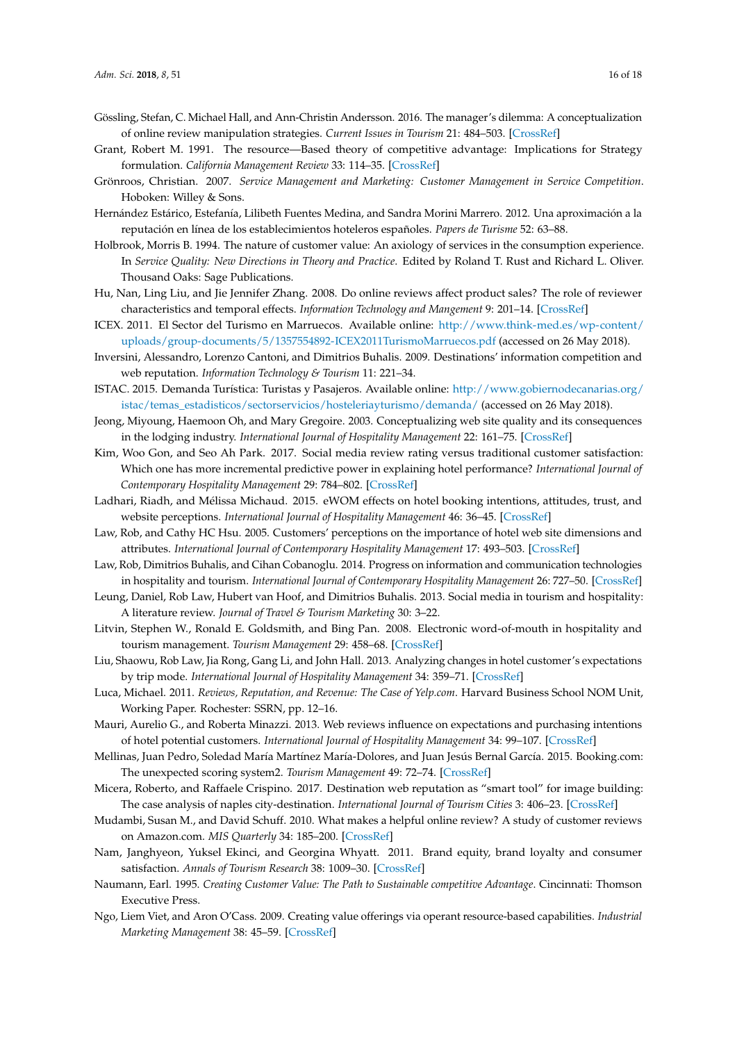Gössling, Stefan, C. Michael Hall, and Ann-Christin Andersson. 2016. The manager's dilemma: A conceptualization of online review manipulation strategies. *Current Issues in Tourism* 21: 484–503. [CrossRef]

Grant, Robert M. 1991. The resource—Based theory of competitive advantage: Implications for Strategy formulation. *California Management Review* 33: 114–35. [CrossRef]

Grönroos, Christian. 2007. *Service Management and Marketing: Customer Management in Service Competition*. Hoboken: Willey & Sons.

Hernández Estárico, Estefanía, Lilibeth Fuentes Medina, and Sandra Morini Marrero. 2012. Una aproximación a la reputación en línea de los establecimientos hoteleros españoles. *Papers de Turisme* 52: 63–88.

Holbrook, Morris B. 1994. The nature of customer value: An axiology of services in the consumption experience. In *Service Quality: New Directions in Theory and Practice*. Edited by Roland T. Rust and Richard L. Oliver. Thousand Oaks: Sage Publications.

Hu, Nan, Ling Liu, and Jie Jennifer Zhang. 2008. Do online reviews affect product sales? The role of reviewer characteristics and temporal effects. *Information Technology and Mangement* 9: 201–14. [CrossRef]

ICEX. 2011. El Sector del Turismo en Marruecos. Available online: http://www.think-med.es/wp-content/uploads/group-documents/5/1357554892-ICEX2011TurismoMarruecos.pdf (accessed on 26 May 2018).

Inversini, Alessandro, Lorenzo Cantoni, and Dimitrios Buhalis. 2009. Destinations' information competition and web reputation. *Information Technology & Tourism* 11: 221–34.

ISTAC. 2015. Demanda Turística: Turistas y Pasajeros. Available online: http://www.gobiernodecanarias.org/istac/temas_estadisticos/sectorservicios/hosteleriayturismo/demanda/ (accessed on 26 May 2018).

Jeong, Miyoung, Haemoon Oh, and Mary Gregoire. 2003. Conceptualizing web site quality and its consequences in the lodging industry. *International Journal of Hospitality Management* 22: 161–75. [CrossRef]

Kim, Woo Gon, and Seo Ah Park. 2017. Social media review rating versus traditional customer satisfaction: Which one has more incremental predictive power in explaining hotel performance? *International Journal of Contemporary Hospitality Management* 29: 784–802. [CrossRef]

Ladhari, Riadh, and Mélissa Michaud. 2015. eWOM effects on hotel booking intentions, attitudes, trust, and website perceptions. *International Journal of Hospitality Management* 46: 36–45. [CrossRef]

Law, Rob, and Cathy HC Hsu. 2005. Customers' perceptions on the importance of hotel web site dimensions and attributes. *International Journal of Contemporary Hospitality Management* 17: 493–503. [CrossRef]

Law, Rob, Dimitrios Buhalis, and Cihan Cobanoglu. 2014. Progress on information and communication technologies in hospitality and tourism. *International Journal of Contemporary Hospitality Management* 26: 727–50. [CrossRef]

Leung, Daniel, Rob Law, Hubert van Hoof, and Dimitrios Buhalis. 2013. Social media in tourism and hospitality: A literature review. *Journal of Travel & Tourism Marketing* 30: 3–22.

Litvin, Stephen W., Ronald E. Goldsmith, and Bing Pan. 2008. Electronic word-of-mouth in hospitality and tourism management. *Tourism Management* 29: 458–68. [CrossRef]

Liu, Shaowu, Rob Law, Jia Rong, Gang Li, and John Hall. 2013. Analyzing changes in hotel customer's expectations by trip mode. *International Journal of Hospitality Management* 34: 359–71. [CrossRef]

Luca, Michael. 2011. *Reviews, Reputation, and Revenue: The Case of Yelp.com*. Harvard Business School NOM Unit, Working Paper. Rochester: SSRN, pp. 12–16.

Mauri, Aurelio G., and Roberta Minazzi. 2013. Web reviews influence on expectations and purchasing intentions of hotel potential customers. *International Journal of Hospitality Management* 34: 99–107. [CrossRef]

Mellinas, Juan Pedro, Soledad María Martínez María-Dolores, and Juan Jesús Bernal García. 2015. Booking.com: The unexpected scoring system2. *Tourism Management* 49: 72–74. [CrossRef]

Micera, Roberto, and Raffaele Crispino. 2017. Destination web reputation as "smart tool" for image building: The case analysis of naples city-destination. *International Journal of Tourism Cities* 3: 406–23. [CrossRef]

Mudambi, Susan M., and David Schuff. 2010. What makes a helpful online review? A study of customer reviews on Amazon.com. *MIS Quarterly* 34: 185–200. [CrossRef]

Nam, Janghyeon, Yuksel Ekinci, and Georgina Whyatt. 2011. Brand equity, brand loyalty and consumer satisfaction. *Annals of Tourism Research* 38: 1009–30. [CrossRef]

Naumann, Earl. 1995. *Creating Customer Value: The Path to Sustainable competitive Advantage*. Cincinnati: Thomson Executive Press.

Ngo, Liem Viet, and Aron O'Cass. 2009. Creating value offerings via operant resource-based capabilities. *Industrial Marketing Management* 38: 45–59. [CrossRef]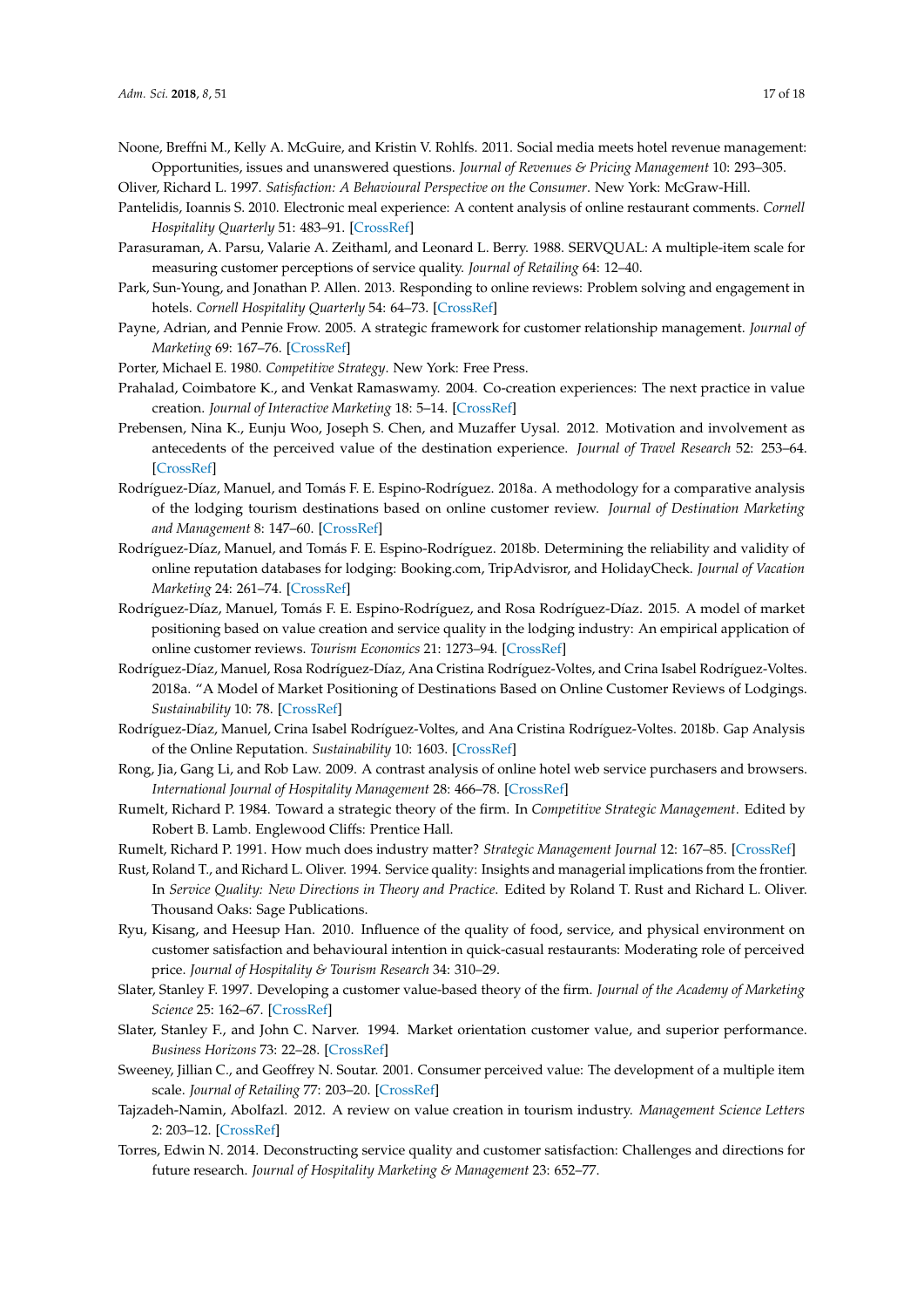Noone, Breffni M., Kelly A. McGuire, and Kristin V. Rohlfs. 2011. Social media meets hotel revenue management: Opportunities, issues and unanswered questions. *Journal of Revenues & Pricing Management* 10: 293–305.

Oliver, Richard L. 1997. *Satisfaction: A Behavioural Perspective on the Consumer*. New York: McGraw-Hill.

Pantelidis, Ioannis S. 2010. Electronic meal experience: A content analysis of online restaurant comments. *Cornell Hospitality Quarterly* 51: 483–91. [CrossRef]

Parasuraman, A. Parsu, Valarie A. Zeithaml, and Leonard L. Berry. 1988. SERVQUAL: A multiple-item scale for measuring customer perceptions of service quality. *Journal of Retailing* 64: 12–40.

Park, Sun-Young, and Jonathan P. Allen. 2013. Responding to online reviews: Problem solving and engagement in hotels. *Cornell Hospitality Quarterly* 54: 64–73. [CrossRef]

Payne, Adrian, and Pennie Frow. 2005. A strategic framework for customer relationship management. *Journal of Marketing* 69: 167–76. [CrossRef]

Porter, Michael E. 1980. *Competitive Strategy*. New York: Free Press.

Prahalad, Coimbatore K., and Venkat Ramaswamy. 2004. Co-creation experiences: The next practice in value creation. *Journal of Interactive Marketing* 18: 5–14. [CrossRef]

Prebensen, Nina K., Eunju Woo, Joseph S. Chen, and Muzaffer Uysal. 2012. Motivation and involvement as antecedents of the perceived value of the destination experience. *Journal of Travel Research* 52: 253–64. [CrossRef]

Rodríguez-Díaz, Manuel, and Tomás F. E. Espino-Rodríguez. 2018a. A methodology for a comparative analysis of the lodging tourism destinations based on online customer review. *Journal of Destination Marketing and Management* 8: 147–60. [CrossRef]

Rodríguez-Díaz, Manuel, and Tomás F. E. Espino-Rodríguez. 2018b. Determining the reliability and validity of online reputation databases for lodging: Booking.com, TripAdvisror, and HolidayCheck. *Journal of Vacation Marketing* 24: 261–74. [CrossRef]

Rodríguez-Díaz, Manuel, Tomás F. E. Espino-Rodríguez, and Rosa Rodríguez-Díaz. 2015. A model of market positioning based on value creation and service quality in the lodging industry: An empirical application of online customer reviews. *Tourism Economics* 21: 1273–94. [CrossRef]

Rodríguez-Díaz, Manuel, Rosa Rodríguez-Díaz, Ana Cristina Rodríguez-Voltes, and Crina Isabel Rodríguez-Voltes. 2018a. "A Model of Market Positioning of Destinations Based on Online Customer Reviews of Lodgings. *Sustainability* 10: 78. [CrossRef]

Rodríguez-Díaz, Manuel, Crina Isabel Rodríguez-Voltes, and Ana Cristina Rodríguez-Voltes. 2018b. Gap Analysis of the Online Reputation. *Sustainability* 10: 1603. [CrossRef]

Rong, Jia, Gang Li, and Rob Law. 2009. A contrast analysis of online hotel web service purchasers and browsers. *International Journal of Hospitality Management* 28: 466–78. [CrossRef]

Rumelt, Richard P. 1984. Toward a strategic theory of the firm. In *Competitive Strategic Management*. Edited by Robert B. Lamb. Englewood Cliffs: Prentice Hall.

Rumelt, Richard P. 1991. How much does industry matter? *Strategic Management Journal* 12: 167–85. [CrossRef]

Rust, Roland T., and Richard L. Oliver. 1994. Service quality: Insights and managerial implications from the frontier. In *Service Quality: New Directions in Theory and Practice*. Edited by Roland T. Rust and Richard L. Oliver. Thousand Oaks: Sage Publications.

Ryu, Kisang, and Heesup Han. 2010. Influence of the quality of food, service, and physical environment on customer satisfaction and behavioural intention in quick-casual restaurants: Moderating role of perceived price. *Journal of Hospitality & Tourism Research* 34: 310–29.

Slater, Stanley F. 1997. Developing a customer value-based theory of the firm. *Journal of the Academy of Marketing Science* 25: 162–67. [CrossRef]

Slater, Stanley F., and John C. Narver. 1994. Market orientation customer value, and superior performance. *Business Horizons* 73: 22–28. [CrossRef]

Sweeney, Jillian C., and Geoffrey N. Soutar. 2001. Consumer perceived value: The development of a multiple item scale. *Journal of Retailing* 77: 203–20. [CrossRef]

Tajzadeh-Namin, Abolfazl. 2012. A review on value creation in tourism industry. *Management Science Letters* 2: 203–12. [CrossRef]

Torres, Edwin N. 2014. Deconstructing service quality and customer satisfaction: Challenges and directions for future research. *Journal of Hospitality Marketing & Management* 23: 652–77.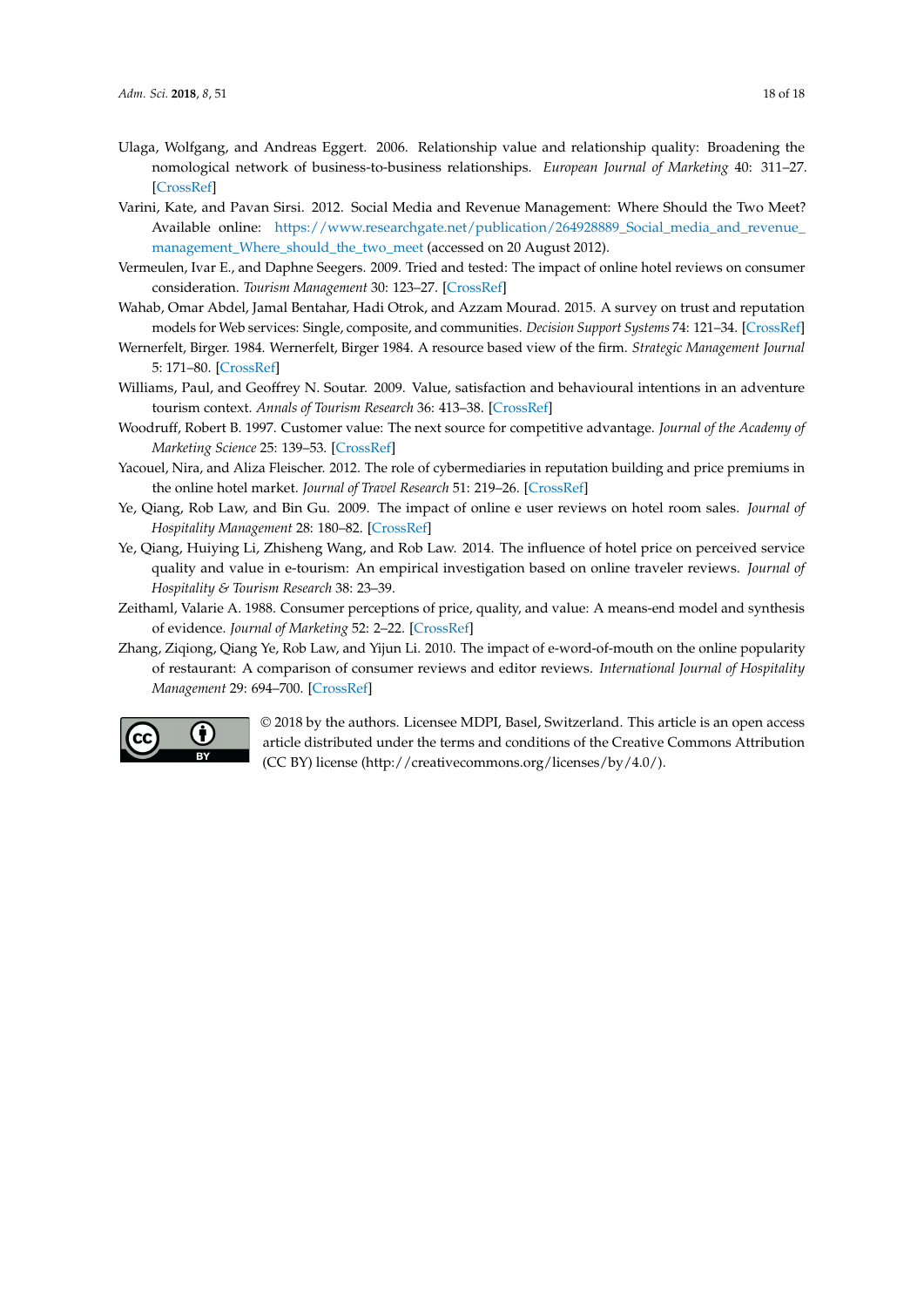Ulaga, Wolfgang, and Andreas Eggert. 2006. Relationship value and relationship quality: Broadening the nomological network of business-to-business relationships. *European Journal of Marketing* 40: 311–27. [CrossRef]

Varini, Kate, and Pavan Sirsi. 2012. Social Media and Revenue Management: Where Should the Two Meet? Available online: https://www.researchgate.net/publication/264928889_Social_media_and_revenue_management_Where_should_the_two_meet (accessed on 20 August 2012).

Vermeulen, Ivar E., and Daphne Seegers. 2009. Tried and tested: The impact of online hotel reviews on consumer consideration. *Tourism Management* 30: 123–27. [CrossRef]

Wahab, Omar Abdel, Jamal Bentahar, Hadi Otrok, and Azzam Mourad. 2015. A survey on trust and reputation models for Web services: Single, composite, and communities. *Decision Support Systems* 74: 121–34. [CrossRef]

Wernerfelt, Birger. 1984. Wernerfelt, Birger 1984. A resource based view of the firm. *Strategic Management Journal* 5: 171–80. [CrossRef]

Williams, Paul, and Geoffrey N. Soutar. 2009. Value, satisfaction and behavioural intentions in an adventure tourism context. *Annals of Tourism Research* 36: 413–38. [CrossRef]

Woodruff, Robert B. 1997. Customer value: The next source for competitive advantage. *Journal of the Academy of Marketing Science* 25: 139–53. [CrossRef]

Yacouel, Nira, and Aliza Fleischer. 2012. The role of cybermediaries in reputation building and price premiums in the online hotel market. *Journal of Travel Research* 51: 219–26. [CrossRef]

Ye, Qiang, Rob Law, and Bin Gu. 2009. The impact of online e user reviews on hotel room sales. *Journal of Hospitality Management* 28: 180–82. [CrossRef]

Ye, Qiang, Huiying Li, Zhisheng Wang, and Rob Law. 2014. The influence of hotel price on perceived service quality and value in e-tourism: An empirical investigation based on online traveler reviews. *Journal of Hospitality & Tourism Research* 38: 23–39.

Zeithaml, Valarie A. 1988. Consumer perceptions of price, quality, and value: A means-end model and synthesis of evidence. *Journal of Marketing* 52: 2–22. [CrossRef]

Zhang, Ziqiong, Qiang Ye, Rob Law, and Yijun Li. 2010. The impact of e-word-of-mouth on the online popularity of restaurant: A comparison of consumer reviews and editor reviews. *International Journal of Hospitality Management* 29: 694–700. [CrossRef]

© 2018 by the authors. Licensee MDPI, Basel, Switzerland. This article is an open access article distributed under the terms and conditions of the Creative Commons Attribution (CC BY) license (http://creativecommons.org/licenses/by/4.0/).